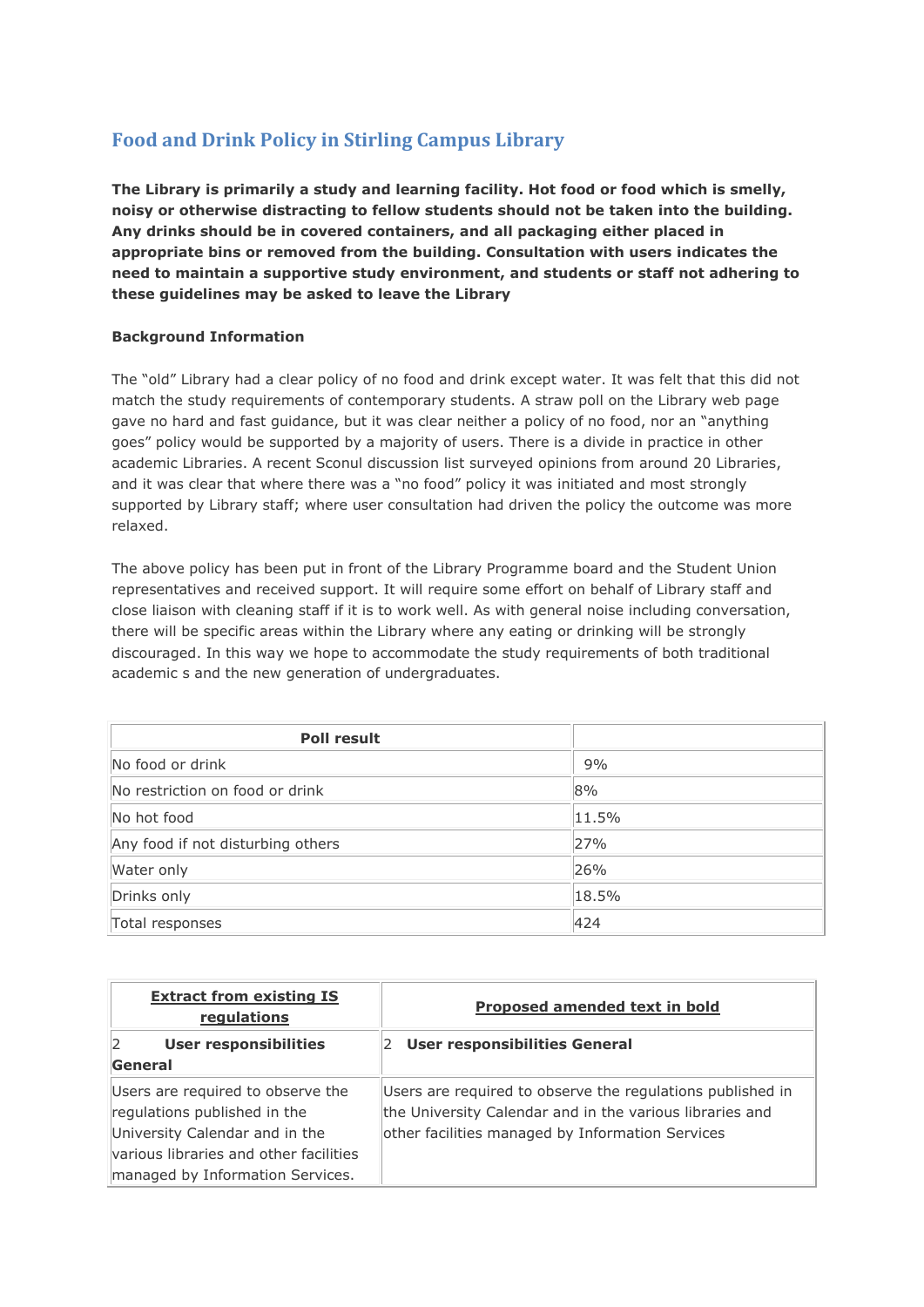## Food and Drink Policy in Stirling Campus Library

**The Library is primarily a study and learning facility. Hot food or food which is smelly, noisy or otherwise distracting to fellow students should not be taken into the building. Any drinks should be in covered containers, and all packaging either placed in appropriate bins or removed from the building. Consultation with users indicates the need to maintain a supportive study environment, and students or staff not adhering to these guidelines may be asked to leave the Library**

**Background Information**

The "old" Library had a clear policy of no food and drink except water. It was felt that this did not match the study requirements of contemporary students. A straw poll on the Library web page gave no hard and fast guidance, but it was clear neither a policy of no food, nor an "anything goes" policy would be supported by a majority of users. There is a divide in practice in other academic Libraries. A recent Sconul discussion list surveyed opinions from around 20 Libraries, and it was clear that where there was a "no food" policy it was initiated and most strongly supported by Library staff; where user consultation had driven the policy the outcome was more relaxed.

The above policy has been put in front of the Library Programme board and the Student Union representatives and received support. It will require some effort on behalf of Library staff and close liaison with cleaning staff if it is to work well. As with general noise including conversation, there will be specific areas within the Library where any eating or drinking will be strongly discouraged. In this way we hope to accommodate the study requirements of both traditional academic s and the new generation of undergraduates.

| **Poll result** | |
|---|---|
| No food or drink | 9% |
| No restriction on food or drink | 8% |
| No hot food | 11.5% |
| Any food if not disturbing others | 27% |
| Water only | 26% |
| Drinks only | 18.5% |
| Total responses | 424 |

| **Extract from existing IS regulations** | **Proposed amended text in bold** |
|---|---|
| 2 **User responsibilities General** | 2 **User responsibilities General** |
| Users are required to observe the regulations published in the University Calendar and in the various libraries and other facilities managed by Information Services. | Users are required to observe the regulations published in the University Calendar and in the various libraries and other facilities managed by Information Services |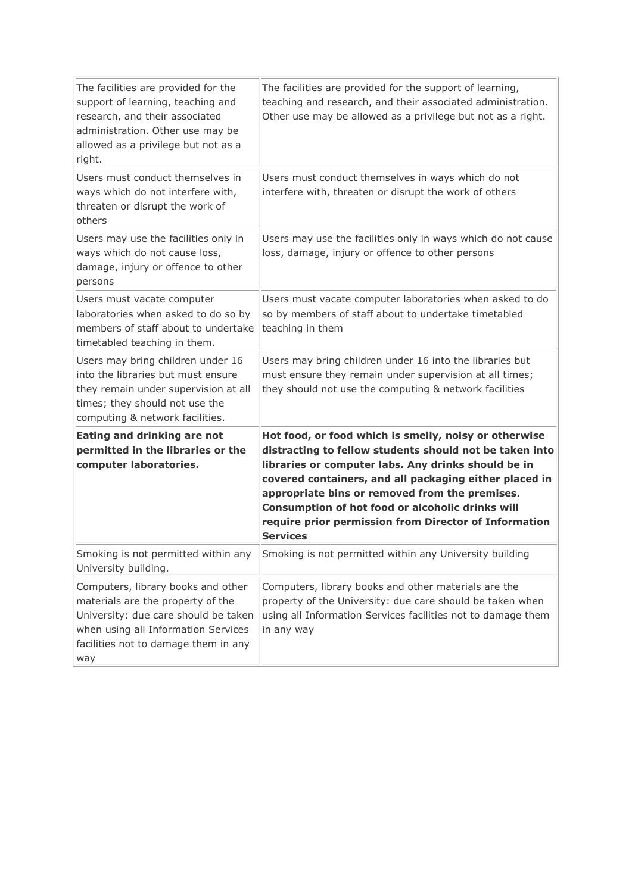| | |
|---|---|
| The facilities are provided for the support of learning, teaching and research, and their associated administration. Other use may be allowed as a privilege but not as a right. | The facilities are provided for the support of learning, teaching and research, and their associated administration. Other use may be allowed as a privilege but not as a right. |
| Users must conduct themselves in ways which do not interfere with, threaten or disrupt the work of others | Users must conduct themselves in ways which do not interfere with, threaten or disrupt the work of others |
| Users may use the facilities only in ways which do not cause loss, damage, injury or offence to other persons | Users may use the facilities only in ways which do not cause loss, damage, injury or offence to other persons |
| Users must vacate computer laboratories when asked to do so by members of staff about to undertake timetabled teaching in them. | Users must vacate computer laboratories when asked to do so by members of staff about to undertake timetabled teaching in them |
| Users may bring children under 16 into the libraries but must ensure they remain under supervision at all times; they should not use the computing & network facilities. | Users may bring children under 16 into the libraries but must ensure they remain under supervision at all times; they should not use the computing & network facilities |
| **Eating and drinking are not permitted in the libraries or the computer laboratories.** | **Hot food, or food which is smelly, noisy or otherwise distracting to fellow students should not be taken into libraries or computer labs. Any drinks should be in covered containers, and all packaging either placed in appropriate bins or removed from the premises. Consumption of hot food or alcoholic drinks will require prior permission from Director of Information Services** |
| Smoking is not permitted within any University building. | Smoking is not permitted within any University building |
| Computers, library books and other materials are the property of the University: due care should be taken when using all Information Services facilities not to damage them in any way | Computers, library books and other materials are the property of the University: due care should be taken when using all Information Services facilities not to damage them in any way |